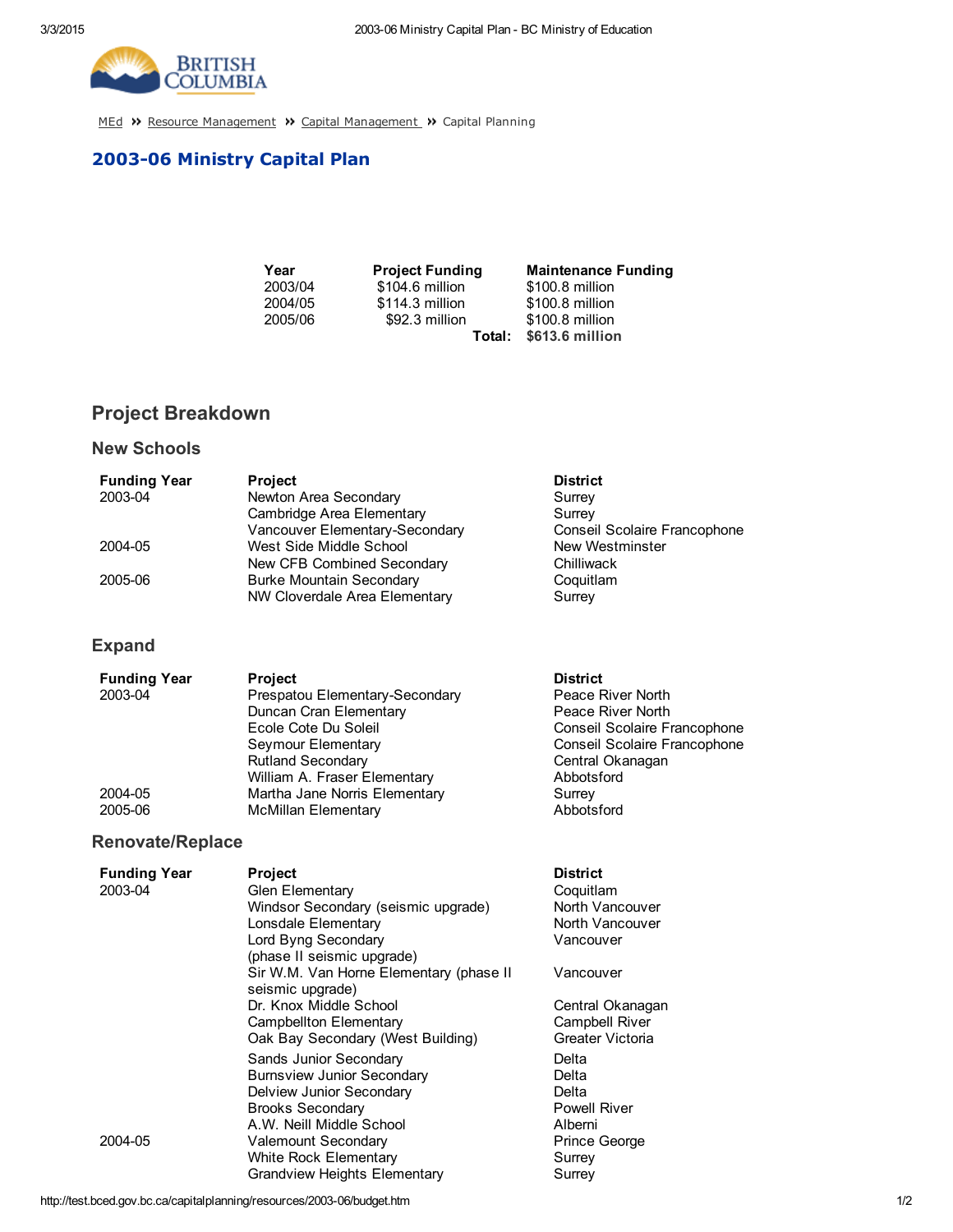MEd » Resource Management » Capital Management » Capital Planning

# 2003-06 Ministry Capital Plan

| Year | Project Funding | Maintenance Funding |
|---|---|---|
| 2003/04 | $104.6 million | $100.8 million |
| 2004/05 | $114.3 million | $100.8 million |
| 2005/06 | $92.3 million | $100.8 million |
| | **Total:** | **$613.6 million** |

## Project Breakdown

### New Schools

| Funding Year | Project | District |
|---|---|---|
| 2003-04 | Newton Area Secondary | Surrey |
| | Cambridge Area Elementary | Surrey |
| | Vancouver Elementary-Secondary | Conseil Scolaire Francophone |
| 2004-05 | West Side Middle School | New Westminster |
| | New CFB Combined Secondary | Chilliwack |
| 2005-06 | Burke Mountain Secondary | Coquitlam |
| | NW Cloverdale Area Elementary | Surrey |

### Expand

| Funding Year | Project | District |
|---|---|---|
| 2003-04 | Prespatou Elementary-Secondary | Peace River North |
| | Duncan Cran Elementary | Peace River North |
| | Ecole Cote Du Soleil | Conseil Scolaire Francophone |
| | Seymour Elementary | Conseil Scolaire Francophone |
| | Rutland Secondary | Central Okanagan |
| | William A. Fraser Elementary | Abbotsford |
| 2004-05 | Martha Jane Norris Elementary | Surrey |
| 2005-06 | McMillan Elementary | Abbotsford |

### Renovate/Replace

| Funding Year | Project | District |
|---|---|---|
| 2003-04 | Glen Elementary | Coquitlam |
| | Windsor Secondary (seismic upgrade) | North Vancouver |
| | Lonsdale Elementary | North Vancouver |
| | Lord Byng Secondary (phase II seismic upgrade) | Vancouver |
| | Sir W.M. Van Horne Elementary (phase II seismic upgrade) | Vancouver |
| | Dr. Knox Middle School | Central Okanagan |
| | Campbellton Elementary | Campbell River |
| | Oak Bay Secondary (West Building) | Greater Victoria |
| | Sands Junior Secondary | Delta |
| | Burnsview Junior Secondary | Delta |
| | Delview Junior Secondary | Delta |
| | Brooks Secondary | Powell River |
| | A.W. Neill Middle School | Alberni |
| 2004-05 | Valemount Secondary | Prince George |
| | White Rock Elementary | Surrey |
| | Grandview Heights Elementary | Surrey |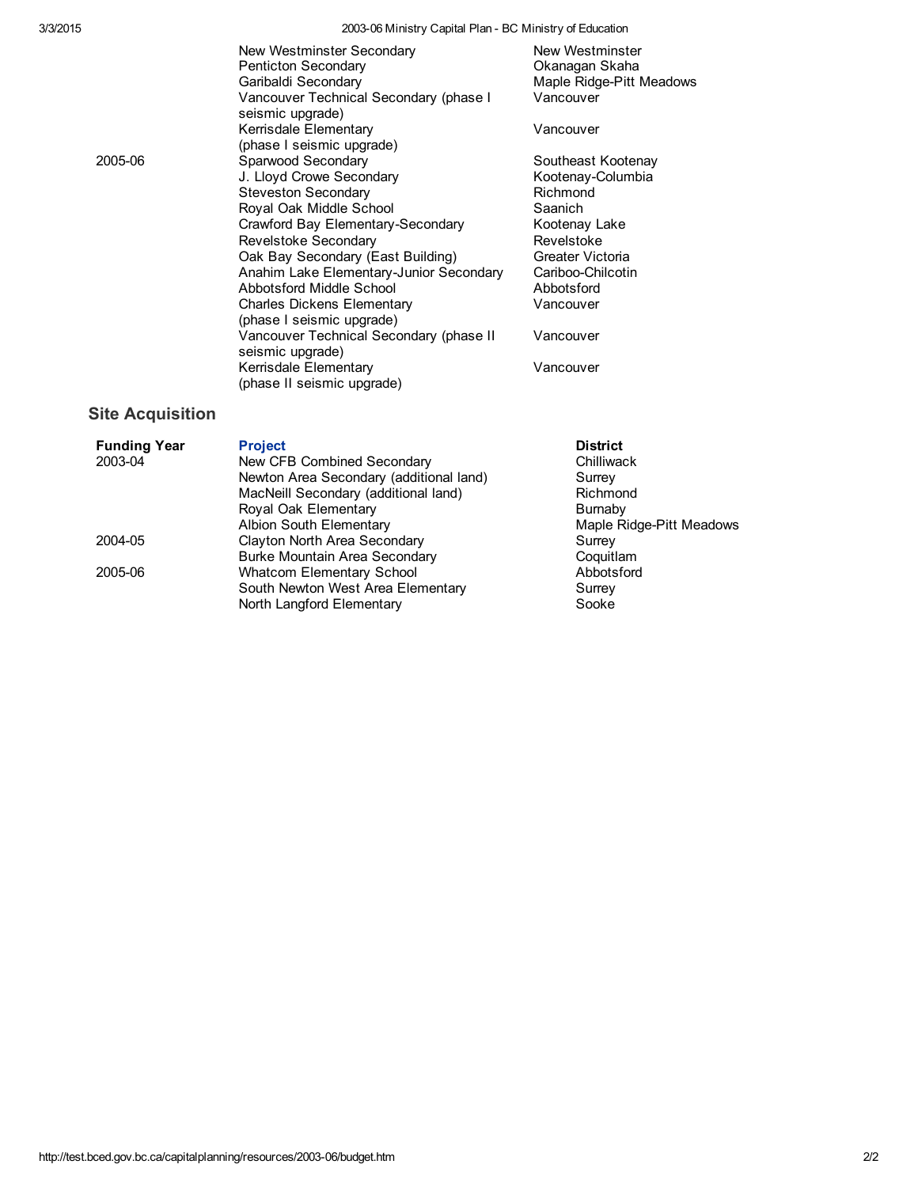| | | |
|---|---|---|
| | New Westminster Secondary | New Westminster |
| | Penticton Secondary | Okanagan Skaha |
| | Garibaldi Secondary | Maple Ridge-Pitt Meadows |
| | Vancouver Technical Secondary (phase I seismic upgrade) | Vancouver |
| | Kerrisdale Elementary (phase I seismic upgrade) | Vancouver |
| 2005-06 | Sparwood Secondary | Southeast Kootenay |
| | J. Lloyd Crowe Secondary | Kootenay-Columbia |
| | Steveston Secondary | Richmond |
| | Royal Oak Middle School | Saanich |
| | Crawford Bay Elementary-Secondary | Kootenay Lake |
| | Revelstoke Secondary | Revelstoke |
| | Oak Bay Secondary (East Building) | Greater Victoria |
| | Anahim Lake Elementary-Junior Secondary | Cariboo-Chilcotin |
| | Abbotsford Middle School | Abbotsford |
| | Charles Dickens Elementary (phase I seismic upgrade) | Vancouver |
| | Vancouver Technical Secondary (phase II seismic upgrade) | Vancouver |
| | Kerrisdale Elementary (phase II seismic upgrade) | Vancouver |

## Site Acquisition

| Funding Year | Project | District |
|---|---|---|
| 2003-04 | New CFB Combined Secondary | Chilliwack |
| | Newton Area Secondary (additional land) | Surrey |
| | MacNeill Secondary (additional land) | Richmond |
| | Royal Oak Elementary | Burnaby |
| | Albion South Elementary | Maple Ridge-Pitt Meadows |
| 2004-05 | Clayton North Area Secondary | Surrey |
| | Burke Mountain Area Secondary | Coquitlam |
| 2005-06 | Whatcom Elementary School | Abbotsford |
| | South Newton West Area Elementary | Surrey |
| | North Langford Elementary | Sooke |